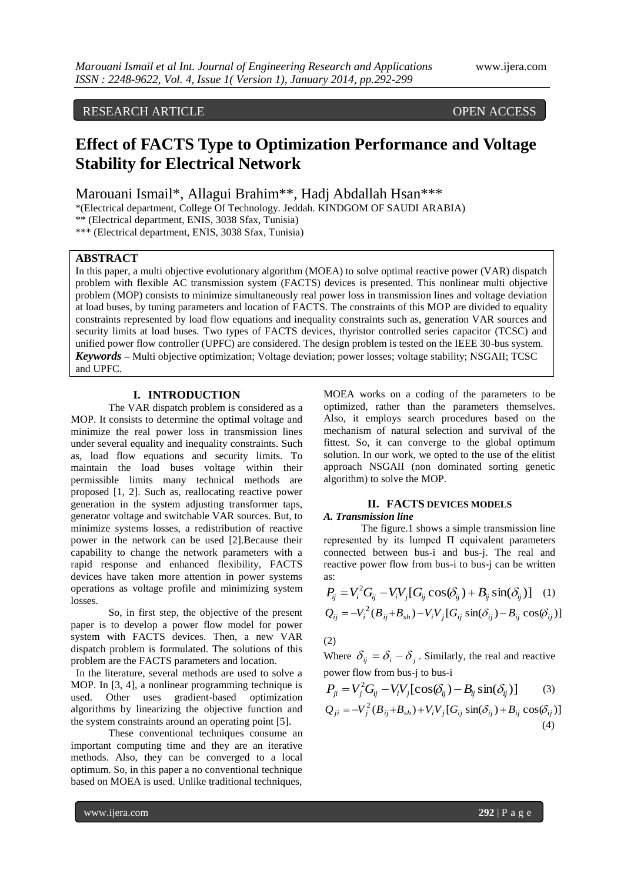RESEARCH ARTICLE OPEN ACCESS

# Effect of FACTS Type to Optimization Performance and Voltage Stability for Electrical Network

Marouani Ismail*, Allagui Brahim**, Hadj Abdallah Hsan***

*(Electrical department, College Of Technology. Jeddah. KINDGOM OF SAUDI ARABIA)
** (Electrical department, ENIS, 3038 Sfax, Tunisia)
*** (Electrical department, ENIS, 3038 Sfax, Tunisia)

## ABSTRACT

In this paper, a multi objective evolutionary algorithm (MOEA) to solve optimal reactive power (VAR) dispatch problem with flexible AC transmission system (FACTS) devices is presented. This nonlinear multi objective problem (MOP) consists to minimize simultaneously real power loss in transmission lines and voltage deviation at load buses, by tuning parameters and location of FACTS. The constraints of this MOP are divided to equality constraints represented by load flow equations and inequality constraints such as, generation VAR sources and security limits at load buses. Two types of FACTS devices, thyristor controlled series capacitor (TCSC) and unified power flow controller (UPFC) are considered. The design problem is tested on the IEEE 30-bus system.

***Keywords*** – Multi objective optimization; Voltage deviation; power losses; voltage stability; NSGAII; TCSC and UPFC.

## I. INTRODUCTION

The VAR dispatch problem is considered as a MOP. It consists to determine the optimal voltage and minimize the real power loss in transmission lines under several equality and inequality constraints. Such as, load flow equations and security limits. To maintain the load buses voltage within their permissible limits many technical methods are proposed [1, 2]. Such as, reallocating reactive power generation in the system adjusting transformer taps, generator voltage and switchable VAR sources. But, to minimize systems losses, a redistribution of reactive power in the network can be used [2].Because their capability to change the network parameters with a rapid response and enhanced flexibility, FACTS devices have taken more attention in power systems operations as voltage profile and minimizing system losses.

So, in first step, the objective of the present paper is to develop a power flow model for power system with FACTS devices. Then, a new VAR dispatch problem is formulated. The solutions of this problem are the FACTS parameters and location.

In the literature, several methods are used to solve a MOP. In [3, 4], a nonlinear programming technique is used. Other uses gradient-based optimization algorithms by linearizing the objective function and the system constraints around an operating point [5].

These conventional techniques consume an important computing time and they are an iterative methods. Also, they can be converged to a local optimum. So, in this paper a no conventional technique based on MOEA is used. Unlike traditional techniques, MOEA works on a coding of the parameters to be optimized, rather than the parameters themselves. Also, it employs search procedures based on the mechanism of natural selection and survival of the fittest. So, it can converge to the global optimum solution. In our work, we opted to the use of the elitist approach NSGAII (non dominated sorting genetic algorithm) to solve the MOP.

## II. FACTS DEVICES MODELS

### *A. Transmission line*

The figure.1 shows a simple transmission line represented by its lumped Π equivalent parameters connected between bus-i and bus-j. The real and reactive power flow from bus-i to bus-j can be written as:

$$P_{ij} = V_i^2 G_{ij} - V_i V_j [G_{ij}\cos(\delta_{ij}) + B_{ij}\sin(\delta_{ij})] \quad (1)$$

$$Q_{ij} = -V_i^2 (B_{ij} + B_{sh}) - V_i V_j [G_{ij}\sin(\delta_{ij}) - B_{ij}\cos(\delta_{ij})] \quad (2)$$

Where $\delta_{ij} = \delta_i - \delta_j$. Similarly, the real and reactive power flow from bus-j to bus-i

$$P_{ji} = V_j^2 G_{ij} - V_i V_j [\cos(\delta_{ij}) - B_{ij}\sin(\delta_{ij})] \quad (3)$$

$$Q_{ji} = -V_j^2 (B_{ij} + B_{sh}) + V_i V_j [G_{ij}\sin(\delta_{ij}) + B_{ij}\cos(\delta_{ij})] \quad (4)$$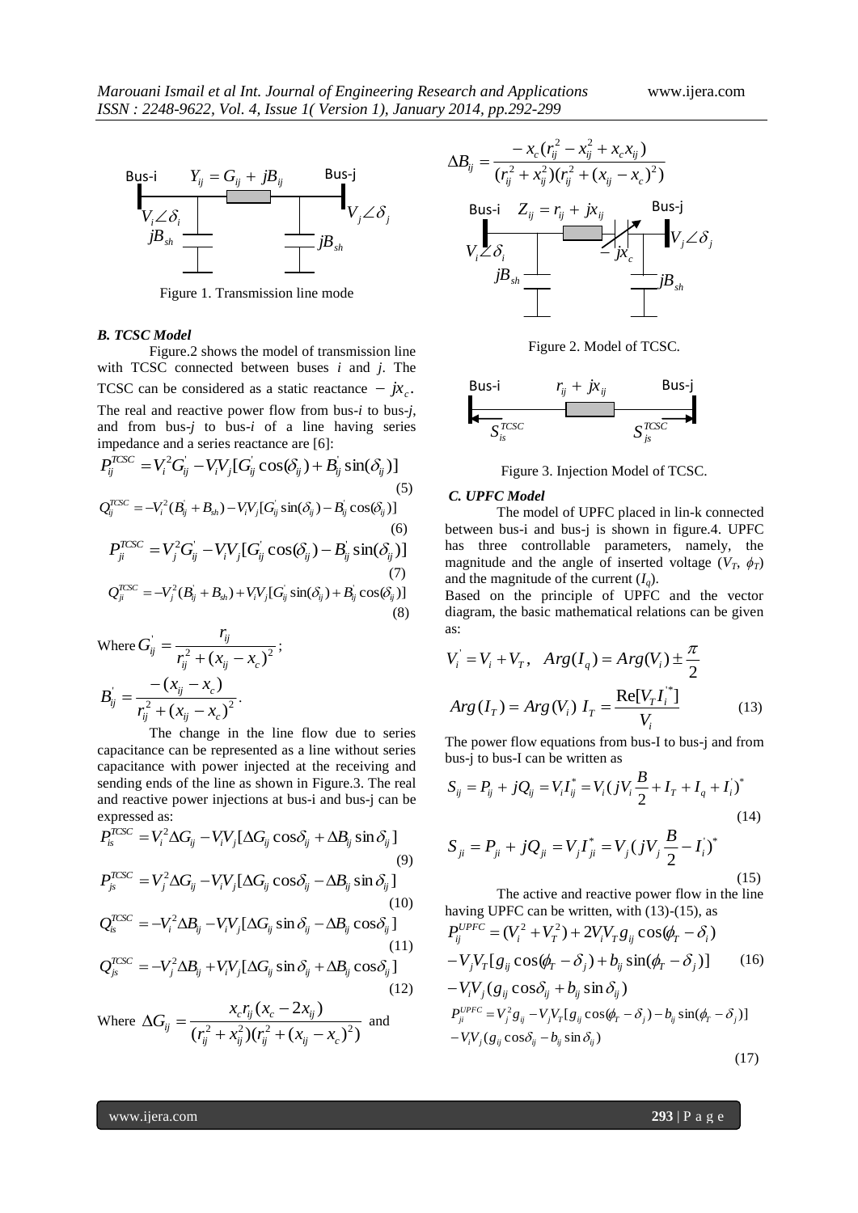Figure 1. Transmission line mode

### B. TCSC Model

Figure.2 shows the model of transmission line with TCSC connected between buses $i$ and $j$. The TCSC can be considered as a static reactance $-jx_c$. The real and reactive power flow from bus-$i$ to bus-$j$, and from bus-$j$ to bus-$i$ of a line having series impedance and a series reactance are [6]:

$$P_{ij}^{TCSC} = V_i^2 G_{ij}^{'} - V_i V_j [G_{ij}^{'} \cos(\delta_{ij}) + B_{ij}^{'} \sin(\delta_{ij})] \tag{5}$$

$$Q_{ij}^{TCSC} = -V_i^2 (B_{ij}^{'} + B_{sh}) - V_i V_j [G_{ij}^{'} \sin(\delta_{ij}) - B_{ij}^{'} \cos(\delta_{ij})] \tag{6}$$

$$P_{ji}^{TCSC} = V_j^2 G_{ij}^{'} - V_i V_j [G_{ij}^{'} \cos(\delta_{ij}) - B_{ij}^{'} \sin(\delta_{ij})] \tag{7}$$

$$Q_{ji}^{TCSC} = -V_j^2 (B_{ij}^{'} + B_{sh}) + V_i V_j [G_{ij}^{'} \sin(\delta_{ij}) + B_{ij}^{'} \cos(\delta_{ij})] \tag{8}$$

Where $G_{ij}^{'} = \dfrac{r_{ij}}{r_{ij}^2 + (x_{ij} - x_c)^2}$;

$B_{ij}^{'} = \dfrac{-(x_{ij} - x_c)}{r_{ij}^2 + (x_{ij} - x_c)^2}$.

The change in the line flow due to series capacitance can be represented as a line without series capacitance with power injected at the receiving and sending ends of the line as shown in Figure.3. The real and reactive power injections at bus-i and bus-j can be expressed as:

$$P_{is}^{TCSC} = V_i^2 \Delta G_{ij} - V_i V_j [\Delta G_{ij} \cos\delta_{ij} + \Delta B_{ij} \sin\delta_{ij}] \tag{9}$$

$$P_{js}^{TCSC} = V_j^2 \Delta G_{ij} - V_i V_j [\Delta G_{ij} \cos\delta_{ij} - \Delta B_{ij} \sin\delta_{ij}] \tag{10}$$

$$Q_{is}^{TCSC} = -V_i^2 \Delta B_{ij} - V_i V_j [\Delta G_{ij} \sin\delta_{ij} - \Delta B_{ij} \cos\delta_{ij}] \tag{11}$$

$$Q_{js}^{TCSC} = -V_j^2 \Delta B_{ij} + V_i V_j [\Delta G_{ij} \sin\delta_{ij} + \Delta B_{ij} \cos\delta_{ij}] \tag{12}$$

Where $\Delta G_{ij} = \dfrac{x_c r_{ij}(x_c - 2x_{ij})}{(r_{ij}^2 + x_{ij}^2)(r_{ij}^2 + (x_{ij} - x_c)^2)}$ and

$$\Delta B_{ij} = \frac{-x_c(r_{ij}^2 - x_{ij}^2 + x_c x_{ij})}{(r_{ij}^2 + x_{ij}^2)(r_{ij}^2 + (x_{ij} - x_c)^2)}$$

Figure 2. Model of TCSC.

Figure 3. Injection Model of TCSC.

### C. UPFC Model

The model of UPFC placed in lin-k connected between bus-i and bus-j is shown in figure.4. UPFC has three controllable parameters, namely, the magnitude and the angle of inserted voltage ($V_T$, $\phi_T$) and the magnitude of the current ($I_q$).

Based on the principle of UPFC and the vector diagram, the basic mathematical relations can be given as:

$$V_i^{'} = V_i + V_T, \quad Arg(I_q) = Arg(V_i) \pm \frac{\pi}{2}$$

$$Arg(I_T) = Arg(V_i) \; I_T = \frac{\mathrm{Re}[V_T I_i^{'*}]}{V_i} \tag{13}$$

The power flow equations from bus-I to bus-j and from bus-j to bus-I can be written as

$$S_{ij} = P_{ij} + jQ_{ij} = V_i I_{ij}^* = V_i (jV_i \frac{B}{2} + I_T + I_q + I_i^{'})^* \tag{14}$$

$$S_{ji} = P_{ji} + jQ_{ji} = V_j I_{ji}^* = V_j (jV_j \frac{B}{2} - I_i^{'})^* \tag{15}$$

The active and reactive power flow in the line having UPFC can be written, with (13)-(15), as

$$P_{ij}^{UPFC} = (V_i^2 + V_T^2) + 2V_i V_T g_{ij} \cos(\phi_T - \delta_i)$$
$$- V_j V_T [g_{ij} \cos(\phi_T - \delta_j) + b_{ij} \sin(\phi_T - \delta_j)] \tag{16}$$
$$- V_i V_j (g_{ij} \cos\delta_{ij} + b_{ij} \sin\delta_{ij})$$

$$P_{ji}^{UPFC} = V_j^2 g_{ij} - V_j V_T [g_{ij} \cos(\phi_T - \delta_j) - b_{ij} \sin(\phi_T - \delta_j)]$$
$$- V_i V_j (g_{ij} \cos\delta_{ij} - b_{ij} \sin\delta_{ij}) \tag{17}$$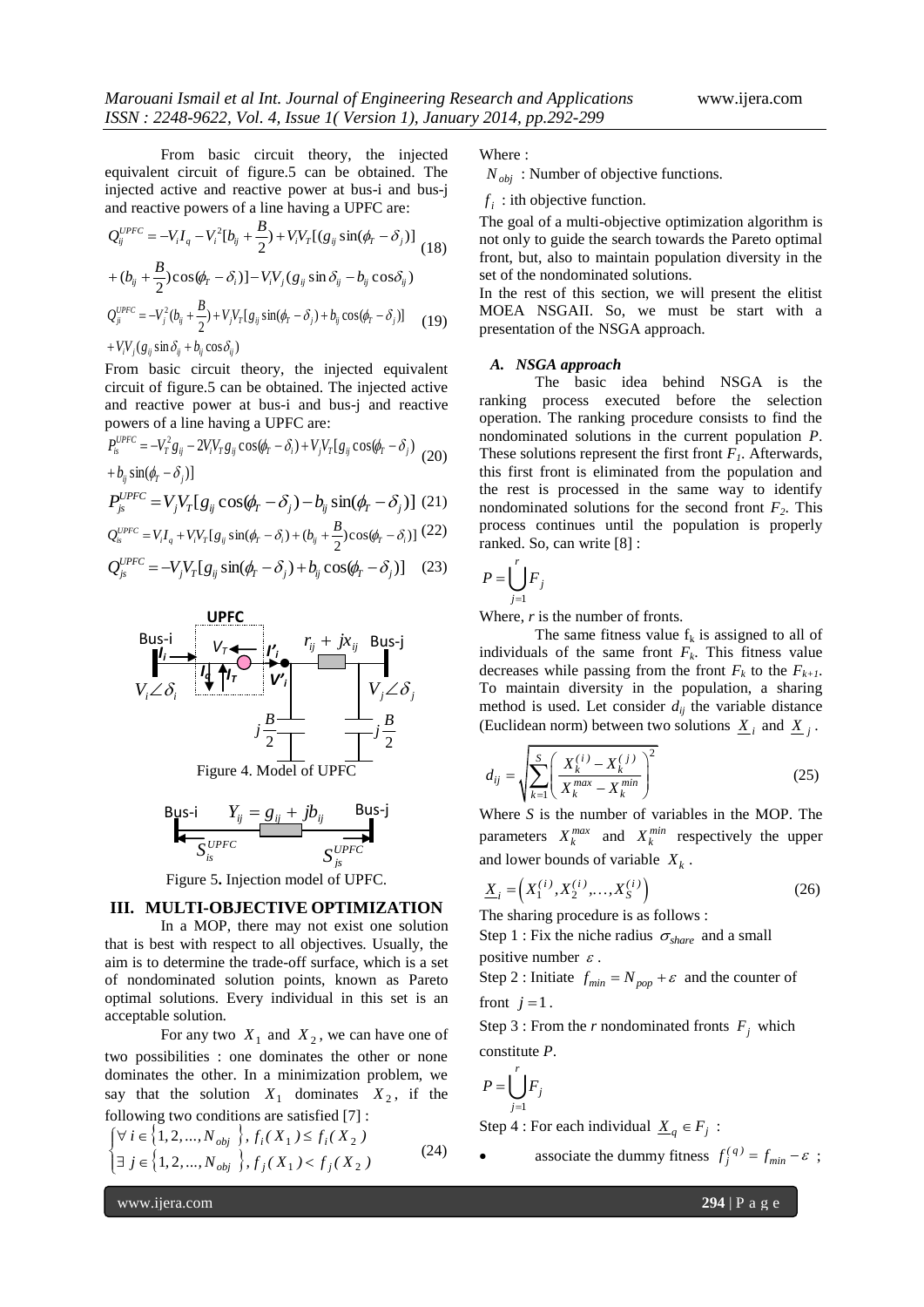From basic circuit theory, the injected equivalent circuit of figure.5 can be obtained. The injected active and reactive power at bus-i and bus-j and reactive powers of a line having a UPFC are:

$$Q_{ij}^{UPFC} = -V_i I_q - V_i^2[b_{ij} + \frac{B}{2}) + V_i V_T[(g_{ij}\sin(\phi_T - \delta_j)] \tag{18}$$

$$+ (b_{ij} + \frac{B}{2})\cos(\phi_T - \delta_i)] - V_i V_j (g_{ij}\sin\delta_{ij} - b_{ij}\cos\delta_{ij})$$

$$Q_{ji}^{UPFC} = -V_j^2(b_{ij} + \frac{B}{2}) + V_j V_T[g_{ij}\sin(\phi_T - \delta_j) + b_{ij}\cos(\phi_T - \delta_j)] \tag{19}$$

$$+ V_i V_j (g_{ij}\sin\delta_{ij} + b_{ij}\cos\delta_{ij})$$

From basic circuit theory, the injected equivalent circuit of figure.5 can be obtained. The injected active and reactive power at bus-i and bus-j and reactive powers of a line having a UPFC are:

$$P_{is}^{UPFC} = -V_T^2 g_{ij} - 2V_i V_T g_{ij}\cos(\phi_T - \delta_i) + V_j V_T[g_{ij}\cos(\phi_T - \delta_j) \tag{20}$$

$$+ b_{ij}\sin(\phi_T - \delta_j)]$$

$$P_{js}^{UPFC} = V_j V_T[g_{ij}\cos(\phi_T - \delta_j) - b_{ij}\sin(\phi_T - \delta_j)] \tag{21}$$

$$Q_{is}^{UPFC} = V_i I_q + V_i V_T[g_{ij}\sin(\phi_T - \delta_i) + (b_{ij} + \frac{B}{2})\cos(\phi_T - \delta_i)] \tag{22}$$

$$Q_{js}^{UPFC} = -V_j V_T[g_{ij}\sin(\phi_T - \delta_j) + b_{ij}\cos(\phi_T - \delta_j)] \tag{23}$$

UPFC
Bus-i $I_i$ $V_T$ $I'_i$ $r_{ij} + jx_{ij}$ Bus-j
$I_q$ $I_T$ $V'_i$
$V_i\angle\delta_i$ $V_j\angle\delta_j$
$j\frac{B}{2}$ $j\frac{B}{2}$

Figure 4. Model of UPFC

Bus-i $Y_{ij} = g_{ij} + jb_{ij}$ Bus-j
$S_{is}^{UPFC}$ $S_{js}^{UPFC}$

Figure 5**.** Injection model of UPFC.

## III. MULTI-OBJECTIVE OPTIMIZATION

In a MOP, there may not exist one solution that is best with respect to all objectives. Usually, the aim is to determine the trade-off surface, which is a set of nondominated solution points, known as Pareto optimal solutions. Every individual in this set is an acceptable solution.

For any two $X_1$ and $X_2$, we can have one of two possibilities : one dominates the other or none dominates the other. In a minimization problem, we say that the solution $X_1$ dominates $X_2$, if the following two conditions are satisfied [7] :

$$\begin{cases} \forall\, i \in \{1, 2, ..., N_{obj}\},\, f_i(X_1) \le f_i(X_2) \\ \exists\, j \in \{1, 2, ..., N_{obj}\},\, f_j(X_1) < f_j(X_2) \end{cases} \tag{24}$$

Where :

$N_{obj}$ : Number of objective functions.

$f_i$ : ith objective function.

The goal of a multi-objective optimization algorithm is not only to guide the search towards the Pareto optimal front, but, also to maintain population diversity in the set of the nondominated solutions.

In the rest of this section, we will present the elitist MOEA NSGAII. So, we must be start with a presentation of the NSGA approach.

### *A. NSGA approach*

The basic idea behind NSGA is the ranking process executed before the selection operation. The ranking procedure consists to find the nondominated solutions in the current population *P*. These solutions represent the first front $F_1$. Afterwards, this first front is eliminated from the population and the rest is processed in the same way to identify nondominated solutions for the second front $F_2$. This process continues until the population is properly ranked. So, can write [8] :

$$P = \bigcup_{j=1}^{r} F_j$$

Where, *r* is the number of fronts.

The same fitness value $f_k$ is assigned to all of individuals of the same front $F_k$. This fitness value decreases while passing from the front $F_k$ to the $F_{k+1}$. To maintain diversity in the population, a sharing method is used. Let consider $d_{ij}$ the variable distance (Euclidean norm) between two solutions $\underline{X}_i$ and $\underline{X}_j$.

$$d_{ij} = \sqrt{\sum_{k=1}^{S}\left(\frac{X_k^{(i)} - X_k^{(j)}}{X_k^{max} - X_k^{min}}\right)^2} \tag{25}$$

Where *S* is the number of variables in the MOP. The parameters $X_k^{max}$ and $X_k^{min}$ respectively the upper and lower bounds of variable $X_k$.

$$\underline{X}_i = \left(X_1^{(i)}, X_2^{(i)}, \ldots, X_S^{(i)}\right) \tag{26}$$

The sharing procedure is as follows :

Step 1 : Fix the niche radius $\sigma_{share}$ and a small positive number $\varepsilon$.

Step 2 : Initiate $f_{min} = N_{pop} + \varepsilon$ and the counter of front $j = 1$.

Step 3 : From the *r* nondominated fronts $F_j$ which constitute *P*.

$$P = \bigcup_{j=1}^{r} F_j$$

Step 4 : For each individual $\underline{X}_q \in F_j$ :

- associate the dummy fitness $f_j^{(q)} = f_{min} - \varepsilon$ ;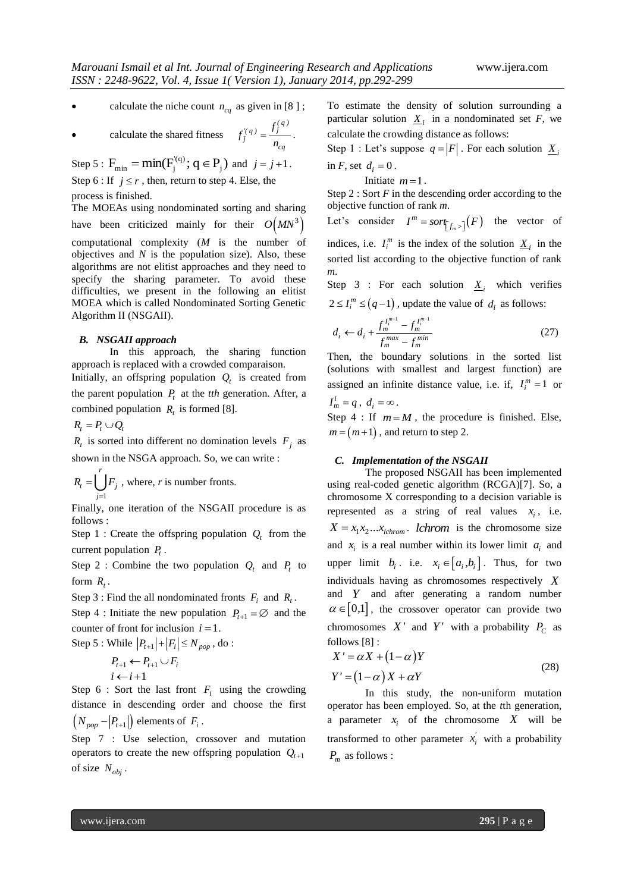- calculate the niche count $n_{cq}$ as given in [8 ] ;
- calculate the shared fitness $f_j^{\prime(q)} = \frac{f_j^{(q)}}{n_{cq}}$.

Step 5 : $\mathrm{F}_{\min} = \min(\mathrm{F}_j^{\prime(q)}; q \in \mathrm{P}_j)$ and $j = j+1$.

Step 6 : If $j \le r$ , then, return to step 4. Else, the process is finished.

The MOEAs using nondominated sorting and sharing have been criticized mainly for their $O(MN^3)$ computational complexity ($M$ is the number of objectives and $N$ is the population size). Also, these algorithms are not elitist approaches and they need to specify the sharing parameter. To avoid these difficulties, we present in the following an elitist MOEA which is called Nondominated Sorting Genetic Algorithm II (NSGAII).

### *B. NSGAII approach*

In this approach, the sharing function approach is replaced with a crowded comparaison.

Initially, an offspring population $Q_t$ is created from the parent population $P_t$ at the *tth* generation. After, a combined population $R_t$ is formed [8].

$R_t = P_t \cup Q_t$

$R_t$ is sorted into different no domination levels $F_j$ as shown in the NSGA approach. So, we can write :

$R_t = \bigcup_{j=1}^{r} F_j$ , where, $r$ is number fronts.

Finally, one iteration of the NSGAII procedure is as follows :

Step 1 : Create the offspring population $Q_t$ from the current population $P_t$.

Step 2 : Combine the two population $Q_t$ and $P_t$ to form $R_t$.

Step 3 : Find the all nondominated fronts $F_i$ and $R_t$.

Step 4 : Initiate the new population $P_{t+1} = \varnothing$ and the counter of front for inclusion $i = 1$.

Step 5 : While $|P_{t+1}| + |F_i| \le N_{pop}$ , do :

$$
\begin{aligned}
&P_{t+1} \leftarrow P_{t+1} \cup F_i \\
&i \leftarrow i+1
\end{aligned}
$$

Step 6 : Sort the last front $F_i$ using the crowding distance in descending order and choose the first $(N_{pop} - |P_{t+1}|)$ elements of $F_i$.

Step 7 : Use selection, crossover and mutation operators to create the new offspring population $Q_{t+1}$ of size $N_{obj}$.

To estimate the density of solution surrounding a particular solution $\underline{X}_i$ in a nondominated set $F$, we calculate the crowding distance as follows:

Step 1 : Let's suppose $q = |F|$. For each solution $\underline{X}_i$ in $F$, set $d_i = 0$.

Initiate $m = 1$.

Step 2 : Sort $F$ in the descending order according to the objective function of rank $m$.

Let's consider $I^m = sort_{[f_m>]}(F)$ the vector of indices, i.e. $I_i^m$ is the index of the solution $\underline{X}_i$ in the sorted list according to the objective function of rank $m$.

Step 3 : For each solution $\underline{X}_i$ which verifies $2 \le I_i^m \le (q-1)$, update the value of $d_i$ as follows:

$$
d_i \leftarrow d_i + \frac{f_m^{I_i^{m+1}} - f_m^{I_i^{m-1}}}{f_m^{max} - f_m^{min}} \tag{27}
$$

Then, the boundary solutions in the sorted list (solutions with smallest and largest function) are assigned an infinite distance value, i.e. if, $I_i^m = 1$ or $I_m^i = q$ , $d_i = \infty$.

Step 4 : If $m = M$ , the procedure is finished. Else, $m = (m+1)$ , and return to step 2.

### *C. Implementation of the NSGAII*

The proposed NSGAII has been implemented using real-coded genetic algorithm (RCGA)[7]. So, a chromosome X corresponding to a decision variable is represented as a string of real values $x_i$, i.e. $X = x_1 x_2 ... x_{lchrom}$. $lchrom$ is the chromosome size and $x_i$ is a real number within its lower limit $a_i$ and upper limit $b_i$. i.e. $x_i \in [a_i, b_i]$. Thus, for two individuals having as chromosomes respectively $X$ and $Y$ and after generating a random number $\alpha \in [0,1]$, the crossover operator can provide two chromosomes $X'$ and $Y'$ with a probability $P_C$ as follows [8] :

$$
\begin{aligned}
X' &= \alpha X + (1-\alpha) Y \\
Y' &= (1-\alpha) X + \alpha Y
\end{aligned} \tag{28}
$$

In this study, the non-uniform mutation operator has been employed. So, at the *t*th generation, a parameter $x_i$ of the chromosome $X$ will be transformed to other parameter $x_i'$ with a probability $P_m$ as follows :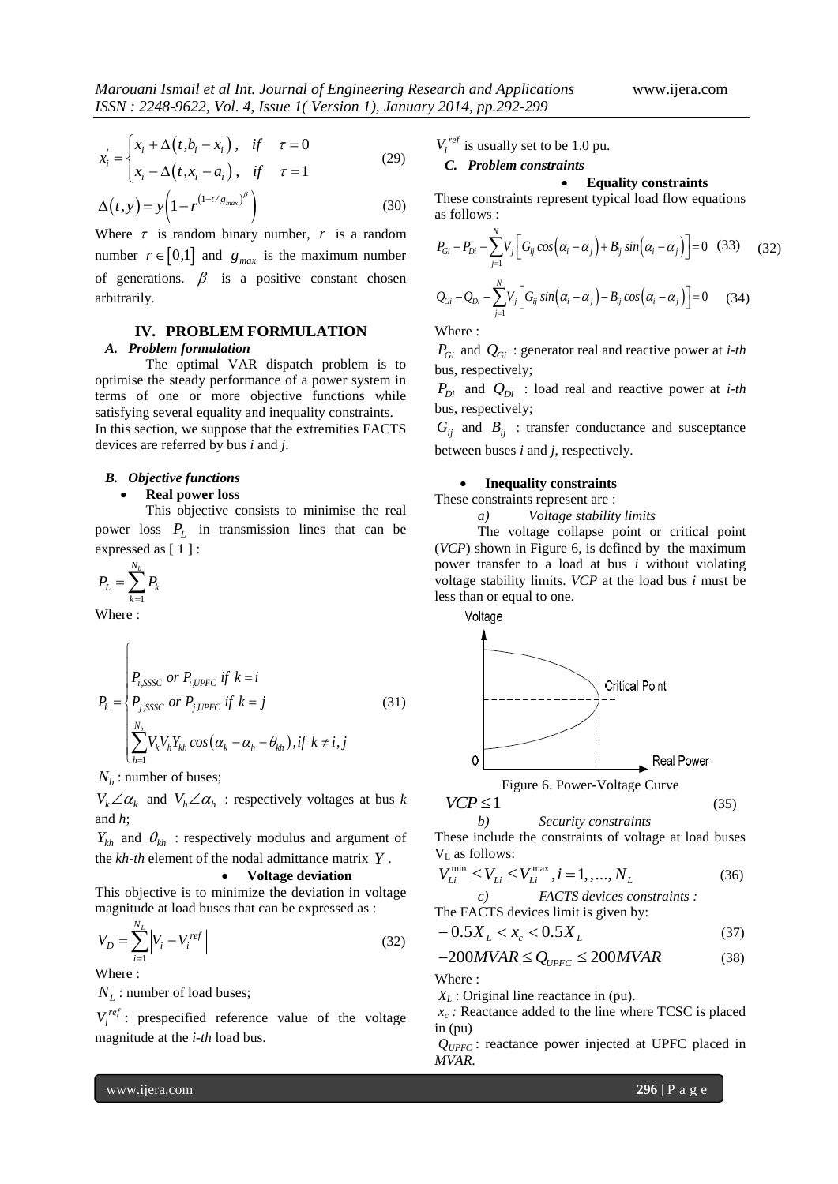$$x_i^{'} = \begin{cases} x_i + \Delta(t, b_i - x_i), & if \quad \tau = 0 \\ x_i - \Delta(t, x_i - a_i), & if \quad \tau = 1 \end{cases} \quad (29)$$

$$\Delta(t, y) = y\left(1 - r^{(1 - t/g_{max})^{\beta}}\right) \quad (30)$$

Where $\tau$ is random binary number, $r$ is a random number $r \in [0,1]$ and $g_{max}$ is the maximum number of generations. $\beta$ is a positive constant chosen arbitrarily.

## IV. PROBLEM FORMULATION

### *A. Problem formulation*

The optimal VAR dispatch problem is to optimise the steady performance of a power system in terms of one or more objective functions while satisfying several equality and inequality constraints. In this section, we suppose that the extremities FACTS devices are referred by bus *i* and *j*.

### *B. Objective functions*

- **Real power loss**

This objective consists to minimise the real power loss $P_L$ in transmission lines that can be expressed as [ 1 ] :

$$P_L = \sum_{k=1}^{N_b} P_k$$

Where :

$$P_k = \begin{cases} P_{i,SSSC} \text{ or } P_{i,UPFC} \text{ if } k = i \\ P_{j,SSSC} \text{ or } P_{j,UPFC} \text{ if } k = j \\ \sum_{h=1}^{N_b} V_k V_h Y_{kh} \cos(\alpha_k - \alpha_h - \theta_{kh}), \text{if } k \neq i, j \end{cases} \quad (31)$$

$N_b$ : number of buses;

$V_k \angle \alpha_k$ and $V_h \angle \alpha_h$ : respectively voltages at bus *k* and *h*;

$Y_{kh}$ and $\theta_{kh}$ : respectively modulus and argument of the *kh-th* element of the nodal admittance matrix $Y$.

- **Voltage deviation**

This objective is to minimize the deviation in voltage magnitude at load buses that can be expressed as :

$$V_D = \sum_{i=1}^{N_L} \left| V_i - V_i^{ref} \right| \quad (32)$$

Where :

$N_L$ : number of load buses;

$V_i^{ref}$ : prespecified reference value of the voltage magnitude at the *i-th* load bus.

$V_i^{ref}$ is usually set to be 1.0 pu.

### *C. Problem constraints*

- **Equality constraints**

These constraints represent typical load flow equations as follows :

$$P_{Gi} - P_{Di} - \sum_{j=1}^{N} V_j \left[ G_{ij} \cos(\alpha_i - \alpha_j) + B_{ij} \sin(\alpha_i - \alpha_j) \right] = 0 \quad (33) \quad (32)$$

$$Q_{Gi} - Q_{Di} - \sum_{j=1}^{N} V_j \left[ G_{ij} \sin(\alpha_i - \alpha_j) - B_{ij} \cos(\alpha_i - \alpha_j) \right] = 0 \quad (34)$$

Where :

$P_{Gi}$ and $Q_{Gi}$ : generator real and reactive power at *i-th* bus, respectively;

$P_{Di}$ and $Q_{Di}$ : load real and reactive power at *i-th* bus, respectively;

$G_{ij}$ and $B_{ij}$ : transfer conductance and susceptance between buses *i* and *j*, respectively.

- **Inequality constraints**

These constraints represent are :

*a) Voltage stability limits*

The voltage collapse point or critical point (*VCP*) shown in Figure 6, is defined by the maximum power transfer to a load at bus *i* without violating voltage stability limits. *VCP* at the load bus *i* must be less than or equal to one.

Voltage
Critical Point
0
Real Power

Figure 6. Power-Voltage Curve

$$VCP \le 1 \quad (35)$$

*b) Security constraints*

These include the constraints of voltage at load buses $V_L$ as follows:

$$V_{Li}^{\min} \le V_{Li} \le V_{Li}^{\max}, i = 1, ..., N_L \quad (36)$$

*c) FACTS devices constraints :*

The FACTS devices limit is given by:

$$-0.5X_L < x_c < 0.5X_L \quad (37)$$

$$-200MVAR \le Q_{UPFC} \le 200MVAR \quad (38)$$

Where :

$X_L$ : Original line reactance in (pu).

$x_c$ : Reactance added to the line where TCSC is placed in (pu)

$Q_{UPFC}$ : reactance power injected at UPFC placed in *MVAR*.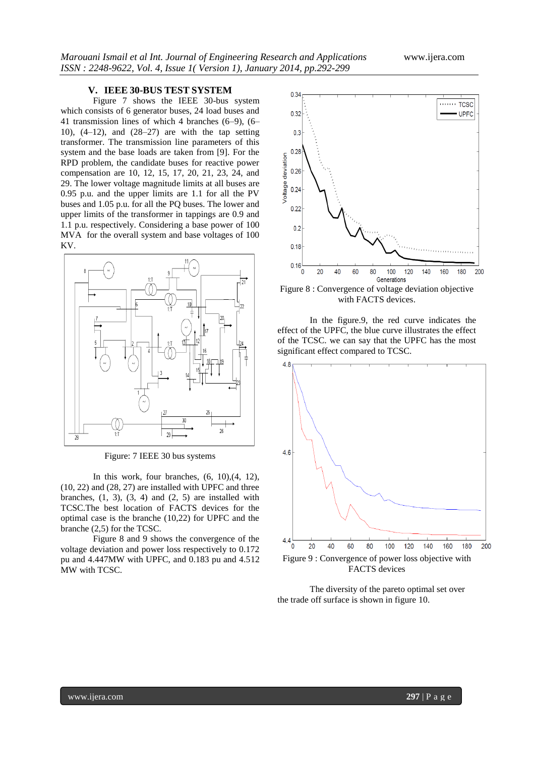## V. IEEE 30-BUS TEST SYSTEM

Figure 7 shows the IEEE 30-bus system which consists of 6 generator buses, 24 load buses and 41 transmission lines of which 4 branches (6–9), (6–10), (4–12), and (28–27) are with the tap setting transformer. The transmission line parameters of this system and the base loads are taken from [9]. For the RPD problem, the candidate buses for reactive power compensation are 10, 12, 15, 17, 20, 21, 23, 24, and 29. The lower voltage magnitude limits at all buses are 0.95 p.u. and the upper limits are 1.1 for all the PV buses and 1.05 p.u. for all the PQ buses. The lower and upper limits of the transformer in tappings are 0.9 and 1.1 p.u. respectively. Considering a base power of 100 MVA for the overall system and base voltages of 100 KV.

Figure: 7 IEEE 30 bus systems

In this work, four branches, (6, 10),(4, 12), (10, 22) and (28, 27) are installed with UPFC and three branches, (1, 3), (3, 4) and (2, 5) are installed with TCSC.The best location of FACTS devices for the optimal case is the branche (10,22) for UPFC and the branche (2,5) for the TCSC.

Figure 8 and 9 shows the convergence of the voltage deviation and power loss respectively to 0.172 pu and 4.447MW with UPFC, and 0.183 pu and 4.512 MW with TCSC.

TCSC
UPFC
Voltage deviation
0.34
0.32
0.3
0.28
0.26
0.24
0.22
0.2
0.18
0.16
0 20 40 60 80 100 120 140 160 180 200
Generations

Figure 8 : Convergence of voltage deviation objective with FACTS devices.

In the figure.9, the red curve indicates the effect of the UPFC, the blue curve illustrates the effect of the TCSC. we can say that the UPFC has the most significant effect compared to TCSC.

4.8
4.6
4.4
0 20 40 60 80 100 120 140 160 180 200

Figure 9 : Convergence of power loss objective with FACTS devices

The diversity of the pareto optimal set over the trade off surface is shown in figure 10.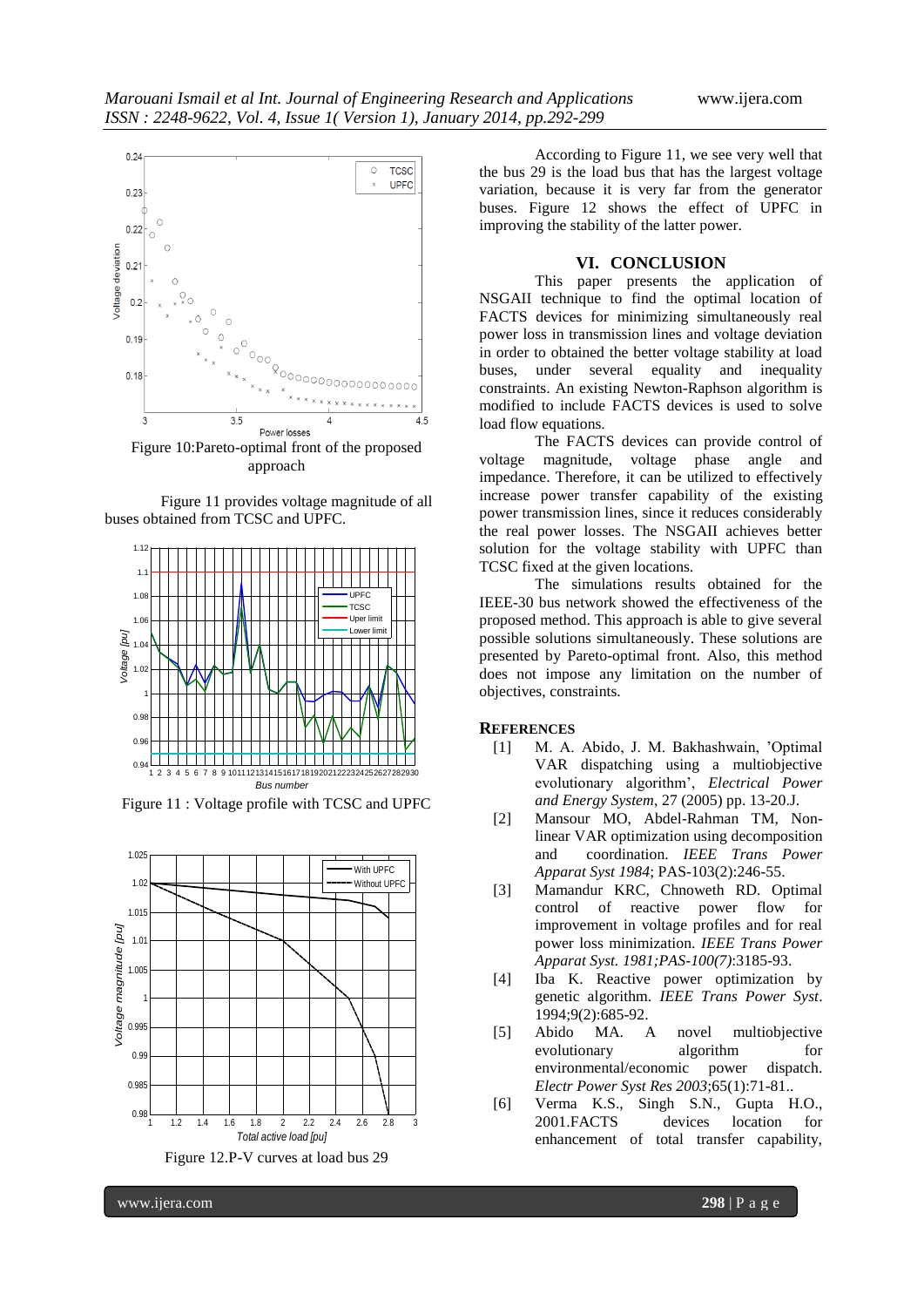0.24
0.23
0.22
0.21
0.2
0.19
0.18
3
3.5
4
4.5
Voltage deviation
Power losses
TCSC
UPFC

Figure 10:Pareto-optimal front of the proposed approach

Figure 11 provides voltage magnitude of all buses obtained from TCSC and UPFC.

1.12
1.1
1.08
1.06
1.04
1.02
1
0.98
0.96
0.94
1 2 3 4 5 6 7 8 9 101112131415161718192021222324252627282930
Voltage [pu]
Bus number
UPFC
TCSC
Uper limit
Lower limit

Figure 11 : Voltage profile with TCSC and UPFC

1.025
1.02
1.015
1.01
1.005
1
0.995
0.99
0.985
0.98
1 1.2 1.4 1.6 1.8 2 2.2 2.4 2.6 2.8 3
Voltage magnitude [pu]
Total active load [pu]
With UPFC
Without UPFC

Figure 12.P-V curves at load bus 29

According to Figure 11, we see very well that the bus 29 is the load bus that has the largest voltage variation, because it is very far from the generator buses. Figure 12 shows the effect of UPFC in improving the stability of the latter power.

## VI. CONCLUSION

This paper presents the application of NSGAII technique to find the optimal location of FACTS devices for minimizing simultaneously real power loss in transmission lines and voltage deviation in order to obtained the better voltage stability at load buses, under several equality and inequality constraints. An existing Newton-Raphson algorithm is modified to include FACTS devices is used to solve load flow equations.

The FACTS devices can provide control of voltage magnitude, voltage phase angle and impedance. Therefore, it can be utilized to effectively increase power transfer capability of the existing power transmission lines, since it reduces considerably the real power losses. The NSGAII achieves better solution for the voltage stability with UPFC than TCSC fixed at the given locations.

The simulations results obtained for the IEEE-30 bus network showed the effectiveness of the proposed method. This approach is able to give several possible solutions simultaneously. These solutions are presented by Pareto-optimal front. Also, this method does not impose any limitation on the number of objectives, constraints.

## REFERENCES

[1] M. A. Abido, J. M. Bakhashwain, 'Optimal VAR dispatching using a multiobjective evolutionary algorithm', *Electrical Power and Energy System*, 27 (2005) pp. 13-20.J.

[2] Mansour MO, Abdel-Rahman TM, Non-linear VAR optimization using decomposition and coordination. *IEEE Trans Power Apparat Syst 1984*; PAS-103(2):246-55.

[3] Mamandur KRC, Chnoweth RD. Optimal control of reactive power flow for improvement in voltage profiles and for real power loss minimization. *IEEE Trans Power Apparat Syst. 1981;PAS-100(7)*:3185-93.

[4] Iba K. Reactive power optimization by genetic algorithm. *IEEE Trans Power Syst*. 1994;9(2):685-92.

[5] Abido MA. A novel multiobjective evolutionary algorithm for environmental/economic power dispatch. *Electr Power Syst Res 2003*;65(1):71-81..

[6] Verma K.S., Singh S.N., Gupta H.O., 2001.FACTS devices location for enhancement of total transfer capability,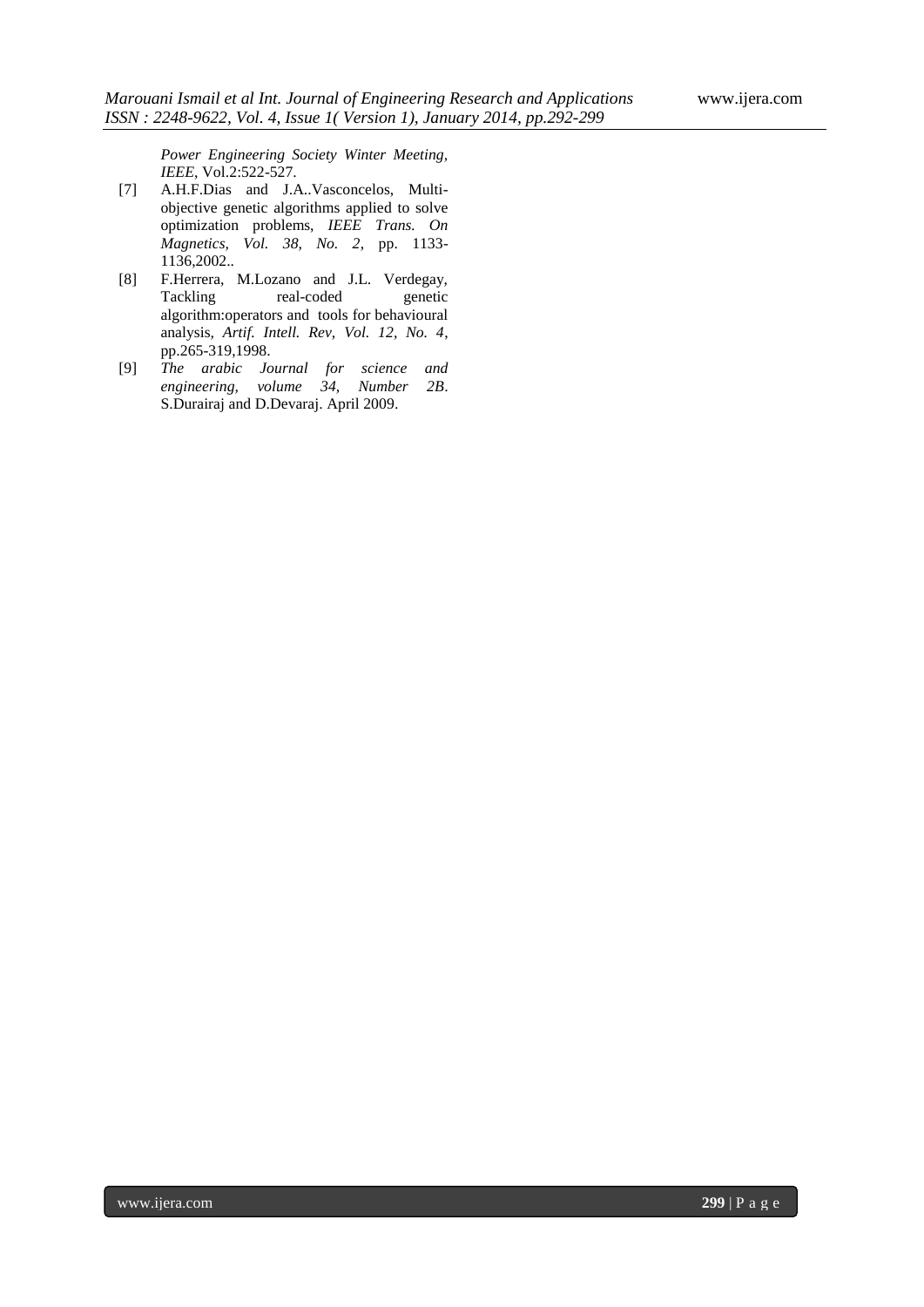*Power Engineering Society Winter Meeting, IEEE*, Vol.2:522-527.

[7] A.H.F.Dias and J.A..Vasconcelos, Multi-objective genetic algorithms applied to solve optimization problems, *IEEE Trans. On Magnetics, Vol. 38, No. 2*, pp. 1133-1136,2002..

[8] F.Herrera, M.Lozano and J.L. Verdegay, Tackling real-coded genetic algorithm:operators and tools for behavioural analysis, *Artif. Intell. Rev, Vol. 12, No. 4*, pp.265-319,1998.

[9] *The arabic Journal for science and engineering, volume 34, Number 2B*. S.Durairaj and D.Devaraj. April 2009.